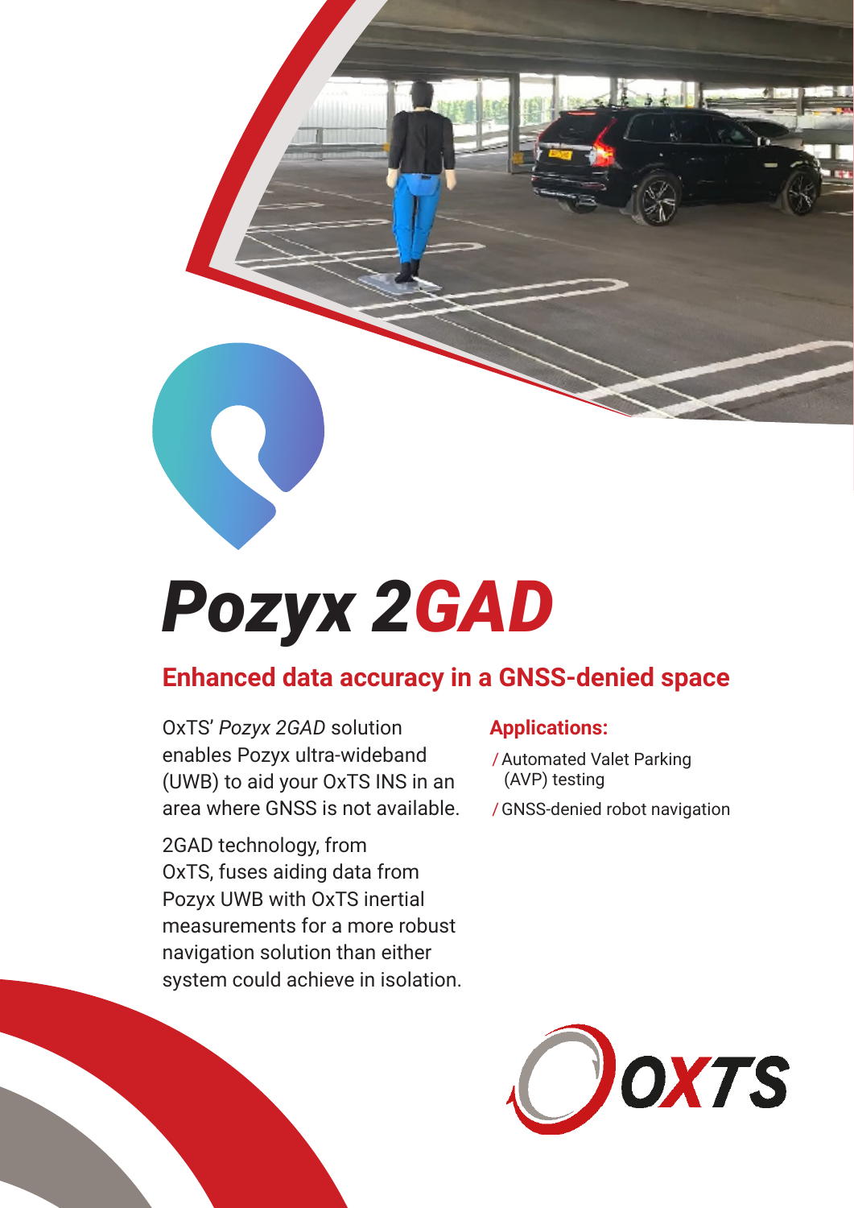# *Pozyx 2GAD*

## Enhanced data accuracy in a GNSS-denied space

OxTS' *Pozyx 2GAD* solution enables Pozyx ultra-wideband (UWB) to aid your OxTS INS in an area where GNSS is not available.

2GAD technology, from OxTS, fuses aiding data from Pozyx UWB with OxTS inertial measurements for a more robust navigation solution than either system could achieve in isolation.

### Applications:

- Automated Valet Parking (AVP) testing
- GNSS-denied robot navigation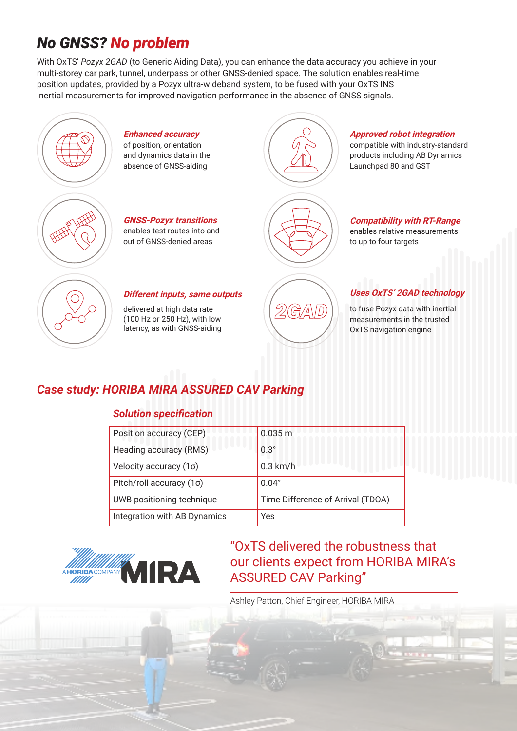# *No GNSS? No problem*

With OxTS' *Pozyx 2GAD* (to Generic Aiding Data), you can enhance the data accuracy you achieve in your multi-storey car park, tunnel, underpass or other GNSS-denied space. The solution enables real-time position updates, provided by a Pozyx ultra-wideband system, to be fused with your OxTS INS inertial measurements for improved navigation performance in the absence of GNSS signals.

***Enhanced accuracy*** of position, orientation and dynamics data in the absence of GNSS-aiding

***GNSS-Pozyx transitions*** enables test routes into and out of GNSS-denied areas

***Different inputs, same outputs*** delivered at high data rate (100 Hz or 250 Hz), with low latency, as with GNSS-aiding

***Approved robot integration*** compatible with industry-standard products including AB Dynamics Launchpad 80 and GST

***Compatibility with RT-Range*** enables relative measurements to up to four targets

***Uses OxTS' 2GAD technology*** to fuse Pozyx data with inertial measurements in the trusted OxTS navigation engine

## *Case study: HORIBA MIRA ASSURED CAV Parking*

### *Solution specification*

| | |
|---|---|
| Position accuracy (CEP) | 0.035 m |
| Heading accuracy (RMS) | 0.3° |
| Velocity accuracy (1σ) | 0.3 km/h |
| Pitch/roll accuracy (1σ) | 0.04° |
| UWB positioning technique | Time Difference of Arrival (TDOA) |
| Integration with AB Dynamics | Yes |

A HORIBA COMPANY MIRA

"OxTS delivered the robustness that our clients expect from HORIBA MIRA's ASSURED CAV Parking"

Ashley Patton, Chief Engineer, HORIBA MIRA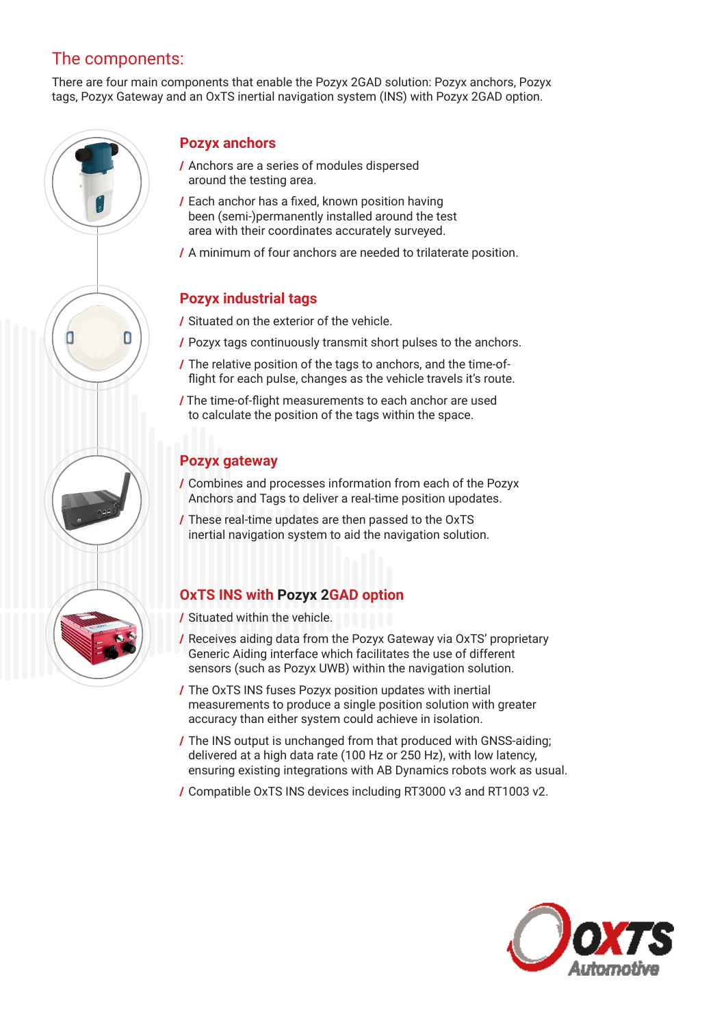## The components:

There are four main components that enable the Pozyx 2GAD solution: Pozyx anchors, Pozyx tags, Pozyx Gateway and an OxTS inertial navigation system (INS) with Pozyx 2GAD option.

### Pozyx anchors

/ Anchors are a series of modules dispersed around the testing area.

/ Each anchor has a fixed, known position having been (semi-)permanently installed around the test area with their coordinates accurately surveyed.

/ A minimum of four anchors are needed to trilaterate position.

### Pozyx industrial tags

/ Situated on the exterior of the vehicle.

/ Pozyx tags continuously transmit short pulses to the anchors.

/ The relative position of the tags to anchors, and the time-of-flight for each pulse, changes as the vehicle travels it's route.

/ The time-of-flight measurements to each anchor are used to calculate the position of the tags within the space.

### Pozyx gateway

/ Combines and processes information from each of the Pozyx Anchors and Tags to deliver a real-time position updates.

/ These real-time updates are then passed to the OxTS inertial navigation system to aid the navigation solution.

### OxTS INS with Pozyx 2GAD option

/ Situated within the vehicle.

/ Receives aiding data from the Pozyx Gateway via OxTS' proprietary Generic Aiding interface which facilitates the use of different sensors (such as Pozyx UWB) within the navigation solution.

/ The OxTS INS fuses Pozyx position updates with inertial measurements to produce a single position solution with greater accuracy than either system could achieve in isolation.

/ The INS output is unchanged from that produced with GNSS-aiding; delivered at a high data rate (100 Hz or 250 Hz), with low latency, ensuring existing integrations with AB Dynamics robots work as usual.

/ Compatible OxTS INS devices including RT3000 v3 and RT1003 v2.

OXTS Automotive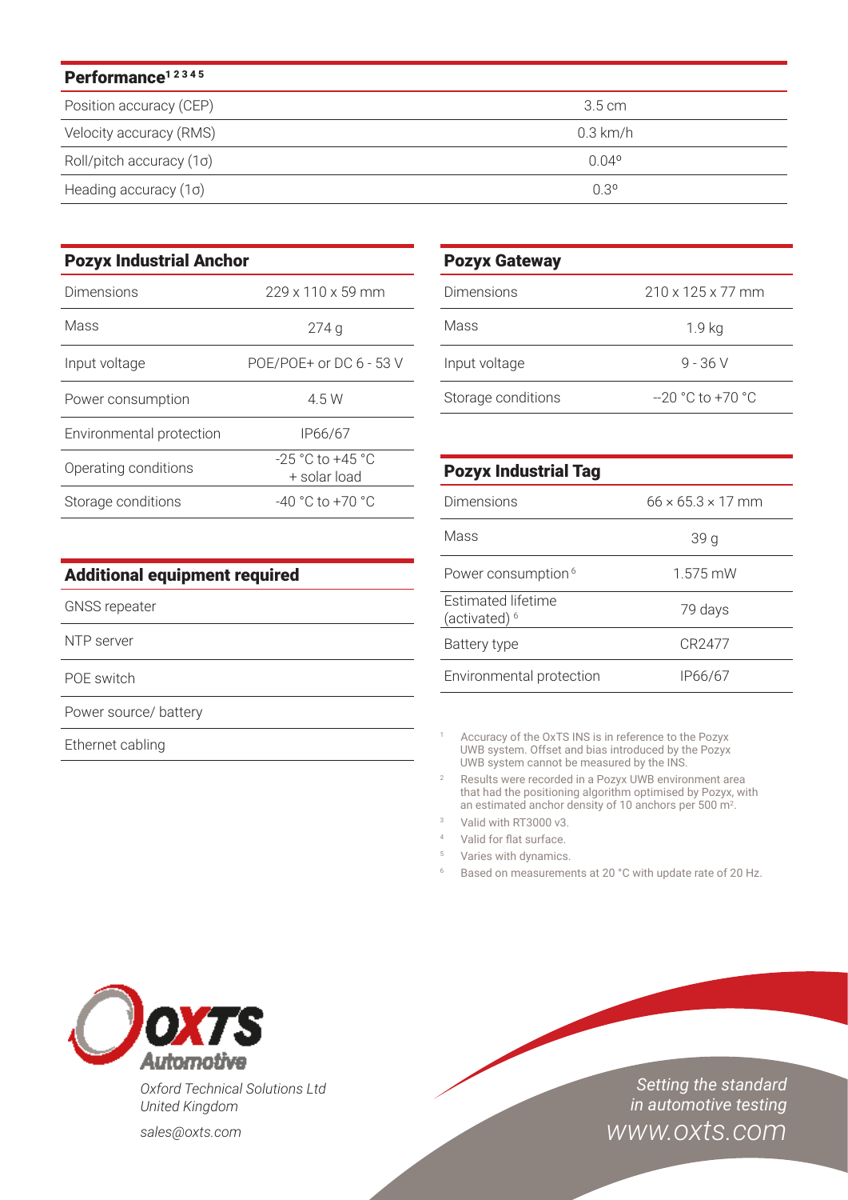## Performance[1 2 3 4 5]

| | |
|---|---|
| Position accuracy (CEP) | 3.5 cm |
| Velocity accuracy (RMS) | 0.3 km/h |
| Roll/pitch accuracy (1σ) | 0.04° |
| Heading accuracy (1σ) | 0.3° |

## Pozyx Industrial Anchor

| | |
|---|---|
| Dimensions | 229 x 110 x 59 mm |
| Mass | 274 g |
| Input voltage | POE/POE+ or DC 6 - 53 V |
| Power consumption | 4.5 W |
| Environmental protection | IP66/67 |
| Operating conditions | -25 °C to +45 °C + solar load |
| Storage conditions | -40 °C to +70 °C |

## Additional equipment required

- GNSS repeater
- NTP server
- POE switch
- Power source/ battery
- Ethernet cabling

## Pozyx Gateway

| | |
|---|---|
| Dimensions | 210 x 125 x 77 mm |
| Mass | 1.9 kg |
| Input voltage | 9 - 36 V |
| Storage conditions | --20 °C to +70 °C |

## Pozyx Industrial Tag

| | |
|---|---|
| Dimensions | 66 × 65.3 × 17 mm |
| Mass | 39 g |
| Power consumption [6] | 1.575 mW |
| Estimated lifetime (activated) [6] | 79 days |
| Battery type | CR2477 |
| Environmental protection | IP66/67 |

[1] Accuracy of the OxTS INS is in reference to the Pozyx UWB system. Offset and bias introduced by the Pozyx UWB system cannot be measured by the INS.

[2] Results were recorded in a Pozyx UWB environment area that had the positioning algorithm optimised by Pozyx, with an estimated anchor density of 10 anchors per 500 m².

[3] Valid with RT3000 v3.

[4] Valid for flat surface.

[5] Varies with dynamics.

[6] Based on measurements at 20 °C with update rate of 20 Hz.

OXTS Automotive

*Oxford Technical Solutions Ltd*
*United Kingdom*

*sales@oxts.com*

*Setting the standard in automotive testing*

*www.oxts.com*